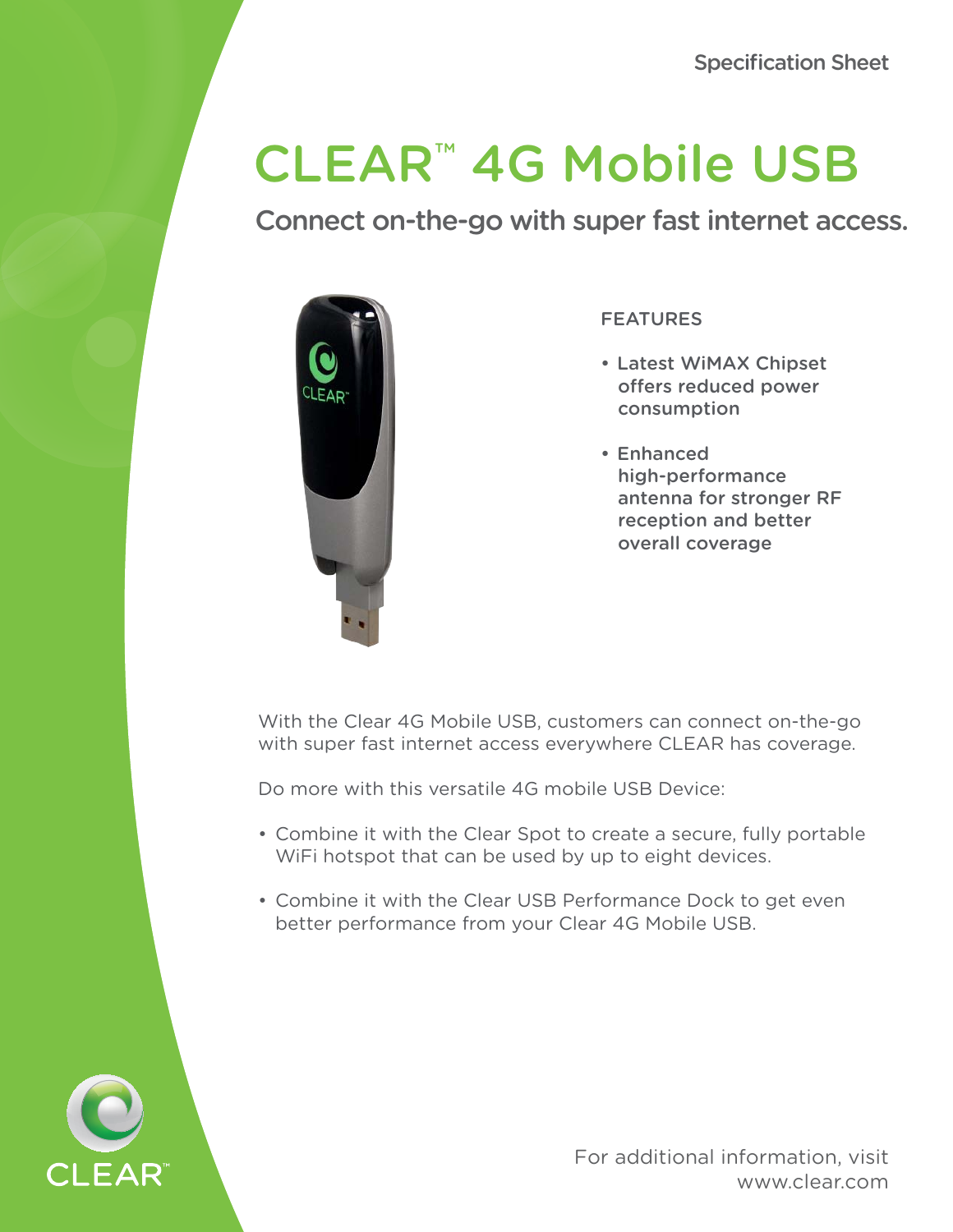Specification Sheet

# CLEAR™ 4G Mobile USB

## Connect on-the-go with super fast internet access.

### FEATURES

- Latest WiMAX Chipset offers reduced power consumption
- Enhanced high-performance antenna for stronger RF reception and better overall coverage

With the Clear 4G Mobile USB, customers can connect on-the-go with super fast internet access everywhere CLEAR has coverage.

Do more with this versatile 4G mobile USB Device:

- Combine it with the Clear Spot to create a secure, fully portable WiFi hotspot that can be used by up to eight devices.
- Combine it with the Clear USB Performance Dock to get even better performance from your Clear 4G Mobile USB.

CLEAR™

For additional information, visit www.clear.com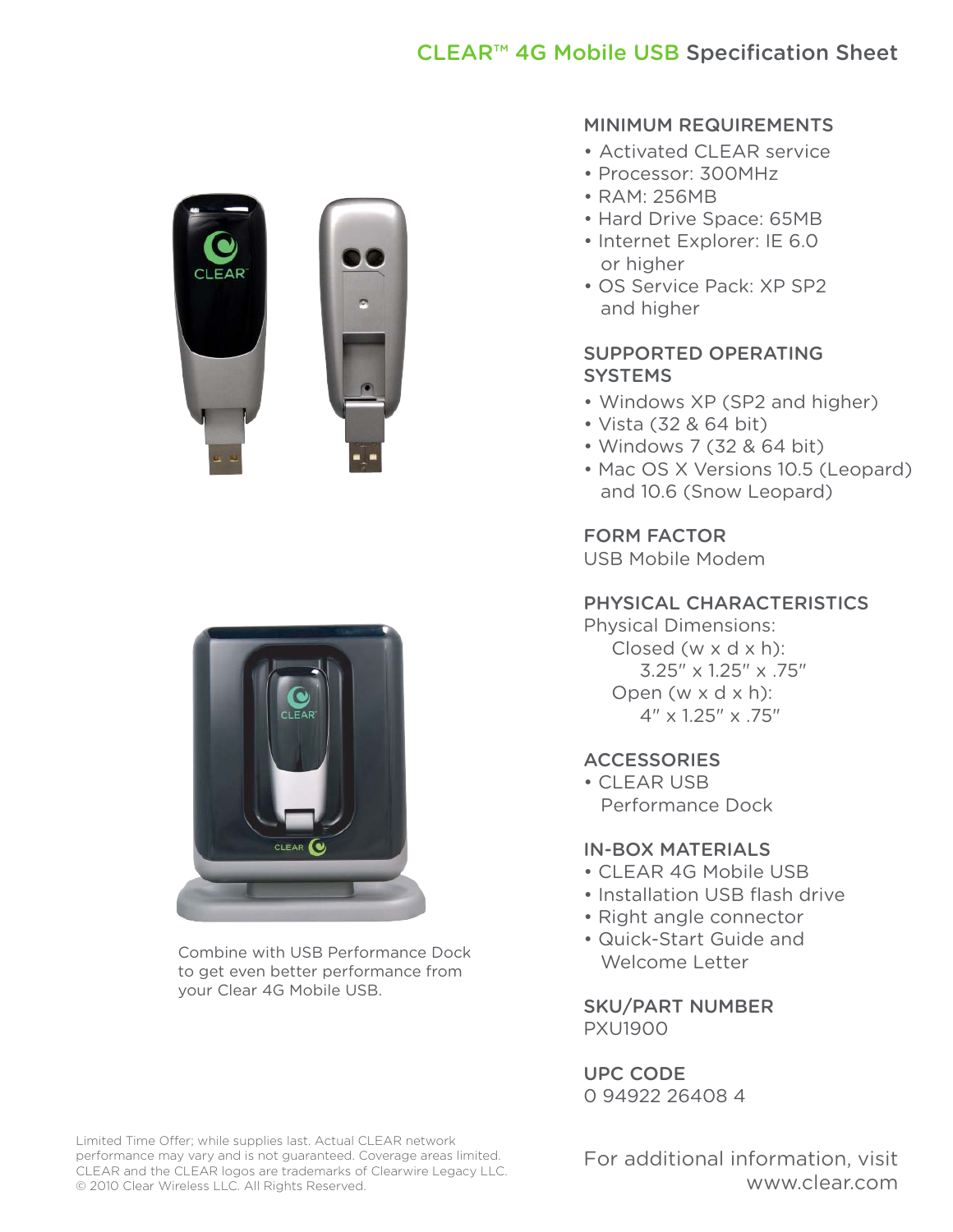# CLEAR™ 4G Mobile USB Specification Sheet

Combine with USB Performance Dock to get even better performance from your Clear 4G Mobile USB.

## MINIMUM REQUIREMENTS

- Activated CLEAR service
- Processor: 300MHz
- RAM: 256MB
- Hard Drive Space: 65MB
- Internet Explorer: IE 6.0 or higher
- OS Service Pack: XP SP2 and higher

## SUPPORTED OPERATING SYSTEMS

- Windows XP (SP2 and higher)
- Vista (32 & 64 bit)
- Windows 7 (32 & 64 bit)
- Mac OS X Versions 10.5 (Leopard) and 10.6 (Snow Leopard)

## FORM FACTOR

USB Mobile Modem

## PHYSICAL CHARACTERISTICS

Physical Dimensions:

Closed (w x d x h):
3.25" x 1.25" x .75"

Open (w x d x h):
4" x 1.25" x .75"

## ACCESSORIES

- CLEAR USB Performance Dock

## IN-BOX MATERIALS

- CLEAR 4G Mobile USB
- Installation USB flash drive
- Right angle connector
- Quick-Start Guide and Welcome Letter

## SKU/PART NUMBER

PXU1900

## UPC CODE

0 94922 26408 4

For additional information, visit www.clear.com

Limited Time Offer; while supplies last. Actual CLEAR network performance may vary and is not guaranteed. Coverage areas limited. CLEAR and the CLEAR logos are trademarks of Clearwire Legacy LLC. © 2010 Clear Wireless LLC. All Rights Reserved.